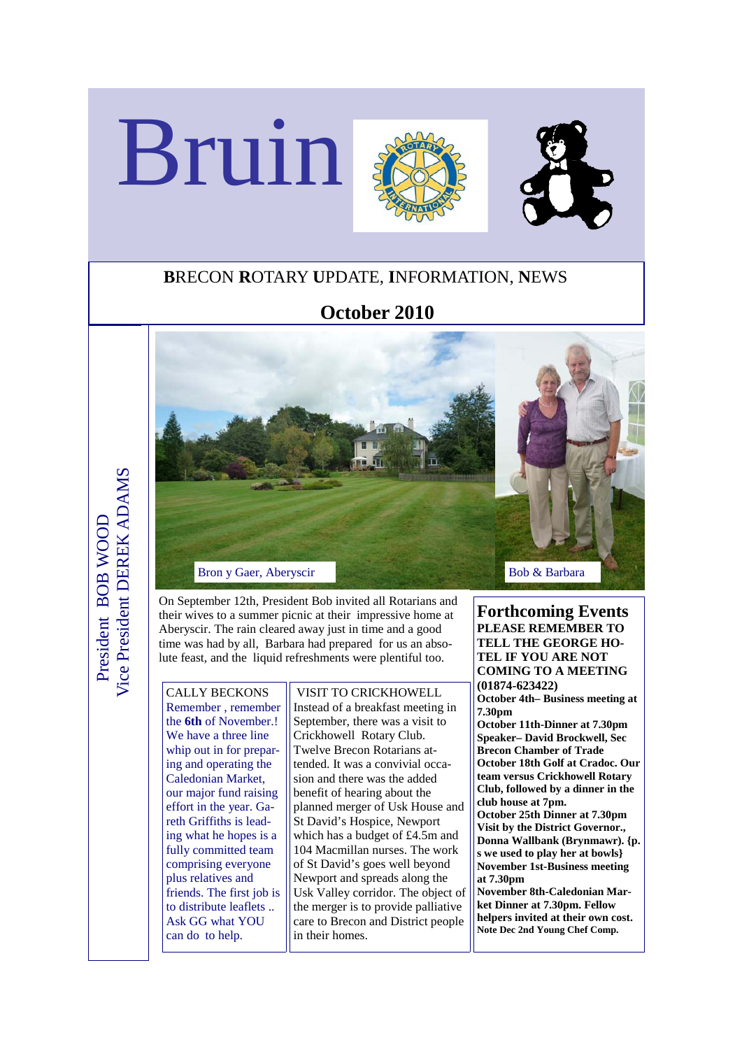# Bruin

**B**RECON **R**OTARY **U**PDATE, **I**NFORMATION, **N**EWS

## October 2010

President BOB WOOD
Vice President DEREK ADAMS

Bron y Gaer, Aberyscir

Bob & Barbara

On September 12th, President Bob invited all Rotarians and their wives to a summer picnic at their impressive home at Aberyscir. The rain cleared away just in time and a good time was had by all, Barbara had prepared for us an absolute feast, and the liquid refreshments were plentiful too.

### CALLY BECKONS

Remember , remember the **6th** of November.! We have a three line whip out in for preparing and operating the Caledonian Market, our major fund raising effort in the year. Gareth Griffiths is leading what he hopes is a fully committed team comprising everyone plus relatives and friends. The first job is to distribute leaflets .. Ask GG what YOU can do to help.

### VISIT TO CRICKHOWELL

Instead of a breakfast meeting in September, there was a visit to Crickhowell Rotary Club. Twelve Brecon Rotarians attended. It was a convivial occasion and there was the added benefit of hearing about the planned merger of Usk House and St David's Hospice, Newport which has a budget of £4.5m and 104 Macmillan nurses. The work of St David's goes well beyond Newport and spreads along the Usk Valley corridor. The object of the merger is to provide palliative care to Brecon and District people in their homes.

## Forthcoming Events

**PLEASE REMEMBER TO TELL THE GEORGE HOTEL IF YOU ARE NOT COMING TO A MEETING (01874-623422)**

**October 4th– Business meeting at 7.30pm**

**October 11th-Dinner at 7.30pm Speaker– David Brockwell, Sec Brecon Chamber of Trade**

**October 18th Golf at Cradoc. Our team versus Crickhowell Rotary Club, followed by a dinner in the club house at 7pm.**

**October 25th Dinner at 7.30pm Visit by the District Governor., Donna Wallbank (Brynmawr). {p. s we used to play her at bowls}**

**November 1st-Business meeting at 7.30pm**

**November 8th-Caledonian Market Dinner at 7.30pm. Fellow helpers invited at their own cost.**

**Note Dec 2nd Young Chef Comp.**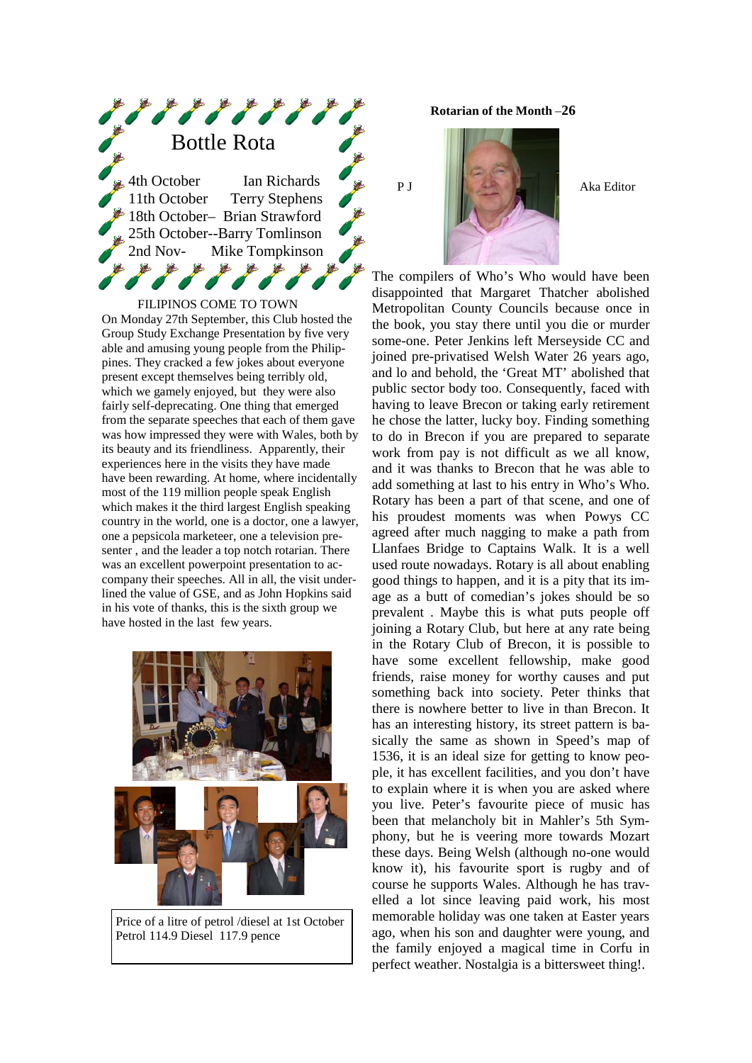## Bottle Rota

4th October Ian Richards
11th October Terry Stephens
18th October– Brian Strawford
25th October--Barry Tomlinson
2nd Nov- Mike Tompkinson

### FILIPINOS COME TO TOWN

On Monday 27th September, this Club hosted the Group Study Exchange Presentation by five very able and amusing young people from the Philippines. They cracked a few jokes about everyone present except themselves being terribly old, which we gamely enjoyed, but they were also fairly self-deprecating. One thing that emerged from the separate speeches that each of them gave was how impressed they were with Wales, both by its beauty and its friendliness. Apparently, their experiences here in the visits they have made have been rewarding. At home, where incidentally most of the 119 million people speak English which makes it the third largest English speaking country in the world, one is a doctor, one a lawyer, one a pepsicola marketeer, one a television presenter , and the leader a top notch rotarian. There was an excellent powerpoint presentation to accompany their speeches. All in all, the visit underlined the value of GSE, and as John Hopkins said in his vote of thanks, this is the sixth group we have hosted in the last few years.

Price of a litre of petrol /diesel at 1st October
Petrol 114.9 Diesel 117.9 pence

**Rotarian of the Month –26**

P J Aka Editor

The compilers of Who's Who would have been disappointed that Margaret Thatcher abolished Metropolitan County Councils because once in the book, you stay there until you die or murder some-one. Peter Jenkins left Merseyside CC and joined pre-privatised Welsh Water 26 years ago, and lo and behold, the 'Great MT' abolished that public sector body too. Consequently, faced with having to leave Brecon or taking early retirement he chose the latter, lucky boy. Finding something to do in Brecon if you are prepared to separate work from pay is not difficult as we all know, and it was thanks to Brecon that he was able to add something at last to his entry in Who's Who. Rotary has been a part of that scene, and one of his proudest moments was when Powys CC agreed after much nagging to make a path from Llanfaes Bridge to Captains Walk. It is a well used route nowadays. Rotary is all about enabling good things to happen, and it is a pity that its image as a butt of comedian's jokes should be so prevalent . Maybe this is what puts people off joining a Rotary Club, but here at any rate being in the Rotary Club of Brecon, it is possible to have some excellent fellowship, make good friends, raise money for worthy causes and put something back into society. Peter thinks that there is nowhere better to live in than Brecon. It has an interesting history, its street pattern is basically the same as shown in Speed's map of 1536, it is an ideal size for getting to know people, it has excellent facilities, and you don't have to explain where it is when you are asked where you live. Peter's favourite piece of music has been that melancholy bit in Mahler's 5th Symphony, but he is veering more towards Mozart these days. Being Welsh (although no-one would know it), his favourite sport is rugby and of course he supports Wales. Although he has travelled a lot since leaving paid work, his most memorable holiday was one taken at Easter years ago, when his son and daughter were young, and the family enjoyed a magical time in Corfu in perfect weather. Nostalgia is a bittersweet thing!.